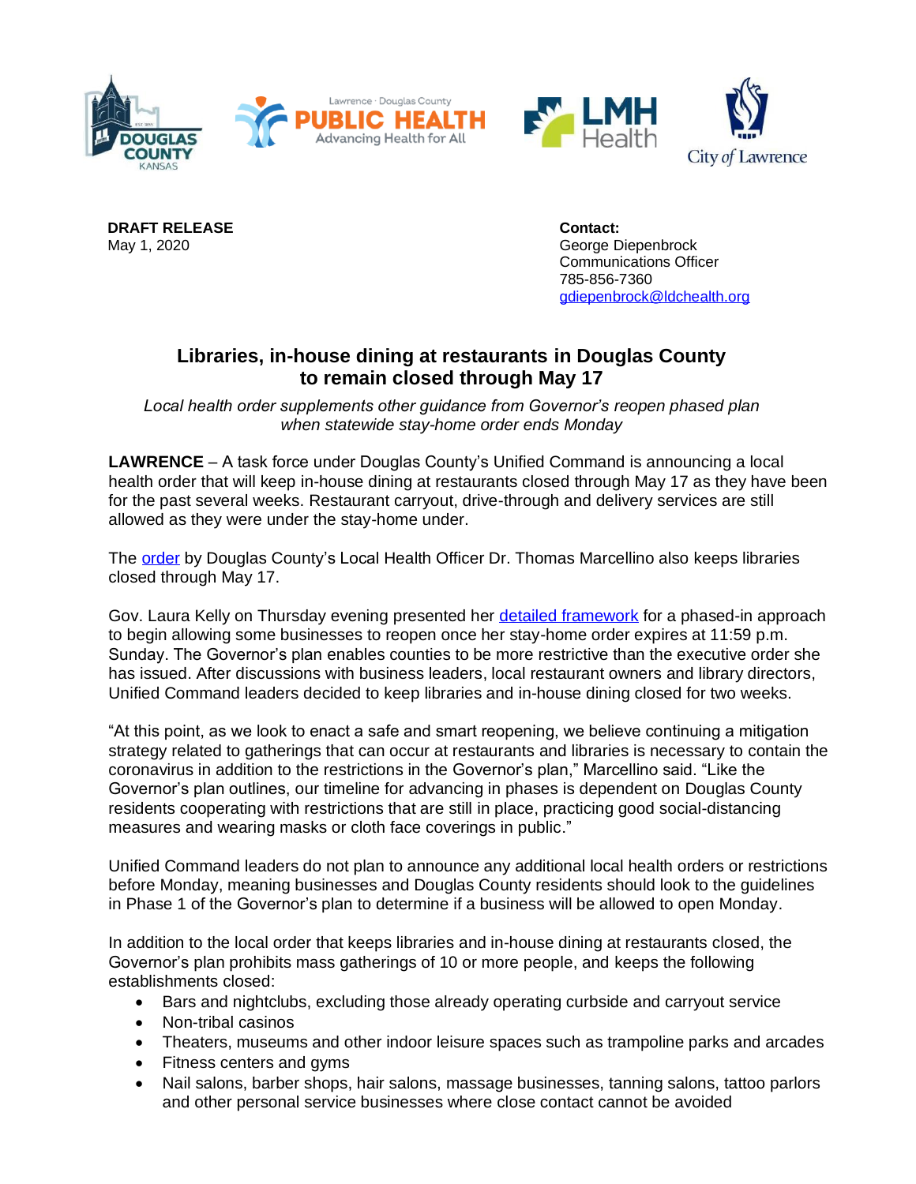**DRAFT RELEASE**
May 1, 2020

**Contact:**
George Diepenbrock
Communications Officer
785-856-7360
gdiepenbrock@ldchealth.org

## Libraries, in-house dining at restaurants in Douglas County to remain closed through May 17

*Local health order supplements other guidance from Governor's reopen phased plan when statewide stay-home order ends Monday*

**LAWRENCE** – A task force under Douglas County's Unified Command is announcing a local health order that will keep in-house dining at restaurants closed through May 17 as they have been for the past several weeks. Restaurant carryout, drive-through and delivery services are still allowed as they were under the stay-home under.

The order by Douglas County's Local Health Officer Dr. Thomas Marcellino also keeps libraries closed through May 17.

Gov. Laura Kelly on Thursday evening presented her detailed framework for a phased-in approach to begin allowing some businesses to reopen once her stay-home order expires at 11:59 p.m. Sunday. The Governor's plan enables counties to be more restrictive than the executive order she has issued. After discussions with business leaders, local restaurant owners and library directors, Unified Command leaders decided to keep libraries and in-house dining closed for two weeks.

"At this point, as we look to enact a safe and smart reopening, we believe continuing a mitigation strategy related to gatherings that can occur at restaurants and libraries is necessary to contain the coronavirus in addition to the restrictions in the Governor's plan," Marcellino said. "Like the Governor's plan outlines, our timeline for advancing in phases is dependent on Douglas County residents cooperating with restrictions that are still in place, practicing good social-distancing measures and wearing masks or cloth face coverings in public."

Unified Command leaders do not plan to announce any additional local health orders or restrictions before Monday, meaning businesses and Douglas County residents should look to the guidelines in Phase 1 of the Governor's plan to determine if a business will be allowed to open Monday.

In addition to the local order that keeps libraries and in-house dining at restaurants closed, the Governor's plan prohibits mass gatherings of 10 or more people, and keeps the following establishments closed:

- Bars and nightclubs, excluding those already operating curbside and carryout service
- Non-tribal casinos
- Theaters, museums and other indoor leisure spaces such as trampoline parks and arcades
- Fitness centers and gyms
- Nail salons, barber shops, hair salons, massage businesses, tanning salons, tattoo parlors and other personal service businesses where close contact cannot be avoided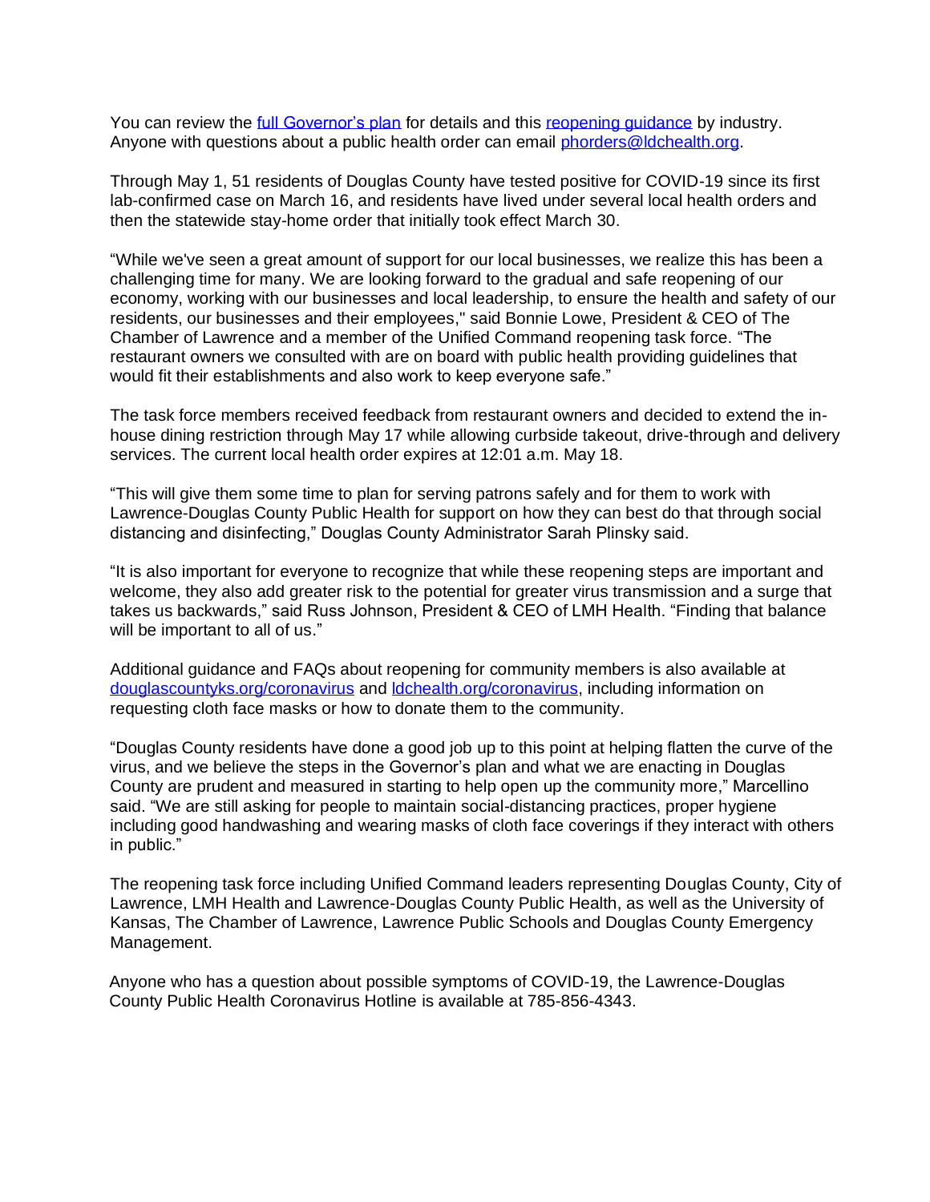You can review the [full Governor's plan](#) for details and this [reopening guidance](#) by industry. Anyone with questions about a public health order can email [phorders@ldchealth.org](mailto:phorders@ldchealth.org).

Through May 1, 51 residents of Douglas County have tested positive for COVID-19 since its first lab-confirmed case on March 16, and residents have lived under several local health orders and then the statewide stay-home order that initially took effect March 30.

"While we've seen a great amount of support for our local businesses, we realize this has been a challenging time for many. We are looking forward to the gradual and safe reopening of our economy, working with our businesses and local leadership, to ensure the health and safety of our residents, our businesses and their employees," said Bonnie Lowe, President & CEO of The Chamber of Lawrence and a member of the Unified Command reopening task force. "The restaurant owners we consulted with are on board with public health providing guidelines that would fit their establishments and also work to keep everyone safe."

The task force members received feedback from restaurant owners and decided to extend the in-house dining restriction through May 17 while allowing curbside takeout, drive-through and delivery services. The current local health order expires at 12:01 a.m. May 18.

"This will give them some time to plan for serving patrons safely and for them to work with Lawrence-Douglas County Public Health for support on how they can best do that through social distancing and disinfecting," Douglas County Administrator Sarah Plinsky said.

"It is also important for everyone to recognize that while these reopening steps are important and welcome, they also add greater risk to the potential for greater virus transmission and a surge that takes us backwards," said Russ Johnson, President & CEO of LMH Health. "Finding that balance will be important to all of us."

Additional guidance and FAQs about reopening for community members is also available at [douglascountyks.org/coronavirus](#) and [ldchealth.org/coronavirus](#), including information on requesting cloth face masks or how to donate them to the community.

"Douglas County residents have done a good job up to this point at helping flatten the curve of the virus, and we believe the steps in the Governor's plan and what we are enacting in Douglas County are prudent and measured in starting to help open up the community more," Marcellino said. "We are still asking for people to maintain social-distancing practices, proper hygiene including good handwashing and wearing masks of cloth face coverings if they interact with others in public."

The reopening task force including Unified Command leaders representing Douglas County, City of Lawrence, LMH Health and Lawrence-Douglas County Public Health, as well as the University of Kansas, The Chamber of Lawrence, Lawrence Public Schools and Douglas County Emergency Management.

Anyone who has a question about possible symptoms of COVID-19, the Lawrence-Douglas County Public Health Coronavirus Hotline is available at 785-856-4343.